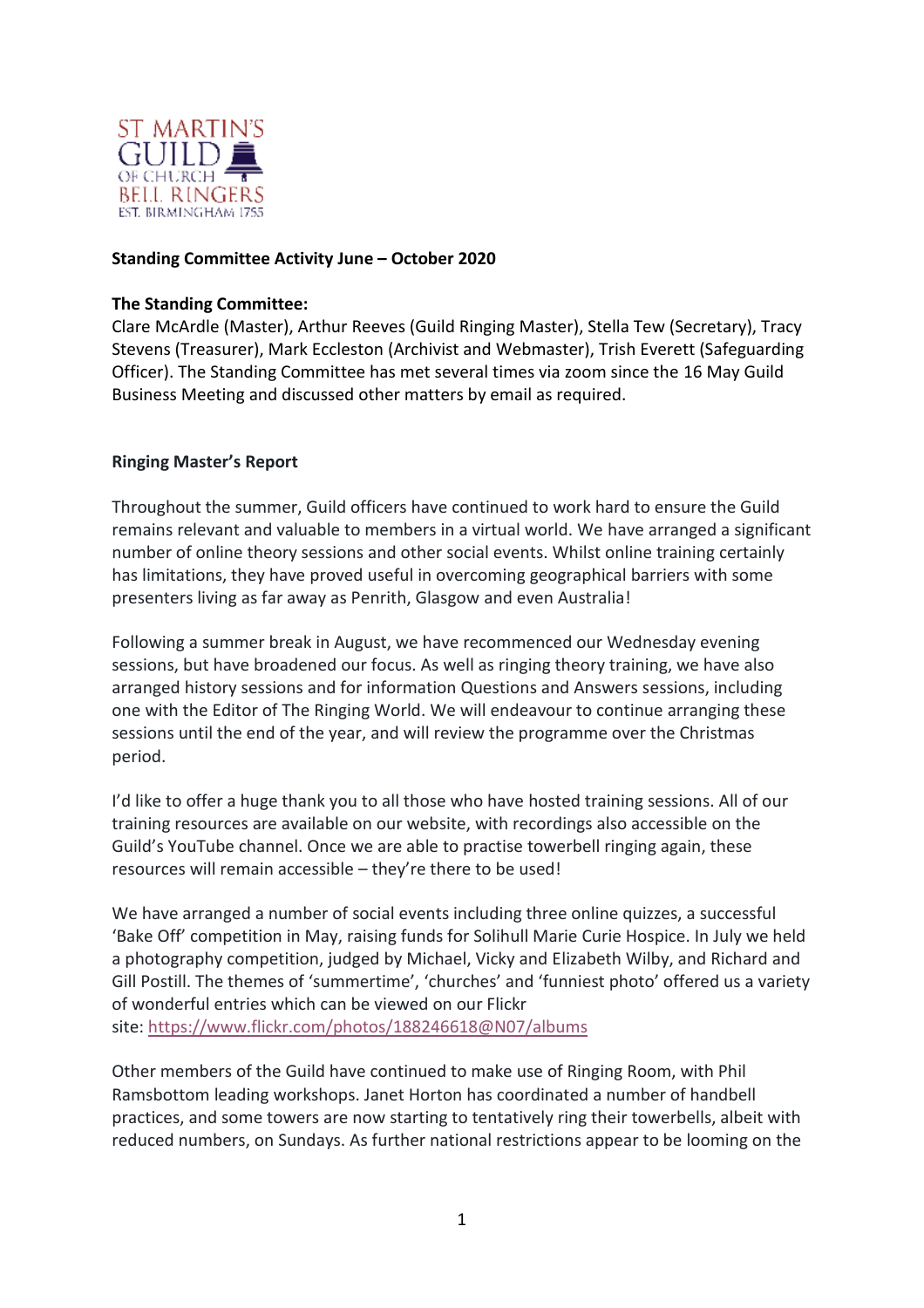ST MARTIN'S GUILD OF CHURCH BELL RINGERS
EST. BIRMINGHAM 1755

**Standing Committee Activity June – October 2020**

**The Standing Committee:**
Clare McArdle (Master), Arthur Reeves (Guild Ringing Master), Stella Tew (Secretary), Tracy Stevens (Treasurer), Mark Eccleston (Archivist and Webmaster), Trish Everett (Safeguarding Officer). The Standing Committee has met several times via zoom since the 16 May Guild Business Meeting and discussed other matters by email as required.

**Ringing Master's Report**

Throughout the summer, Guild officers have continued to work hard to ensure the Guild remains relevant and valuable to members in a virtual world. We have arranged a significant number of online theory sessions and other social events. Whilst online training certainly has limitations, they have proved useful in overcoming geographical barriers with some presenters living as far away as Penrith, Glasgow and even Australia!

Following a summer break in August, we have recommenced our Wednesday evening sessions, but have broadened our focus. As well as ringing theory training, we have also arranged history sessions and for information Questions and Answers sessions, including one with the Editor of The Ringing World. We will endeavour to continue arranging these sessions until the end of the year, and will review the programme over the Christmas period.

I'd like to offer a huge thank you to all those who have hosted training sessions. All of our training resources are available on our website, with recordings also accessible on the Guild's YouTube channel. Once we are able to practise towerbell ringing again, these resources will remain accessible – they're there to be used!

We have arranged a number of social events including three online quizzes, a successful 'Bake Off' competition in May, raising funds for Solihull Marie Curie Hospice. In July we held a photography competition, judged by Michael, Vicky and Elizabeth Wilby, and Richard and Gill Postill. The themes of 'summertime', 'churches' and 'funniest photo' offered us a variety of wonderful entries which can be viewed on our Flickr site: https://www.flickr.com/photos/188246618@N07/albums

Other members of the Guild have continued to make use of Ringing Room, with Phil Ramsbottom leading workshops. Janet Horton has coordinated a number of handbell practices, and some towers are now starting to tentatively ring their towerbells, albeit with reduced numbers, on Sundays. As further national restrictions appear to be looming on the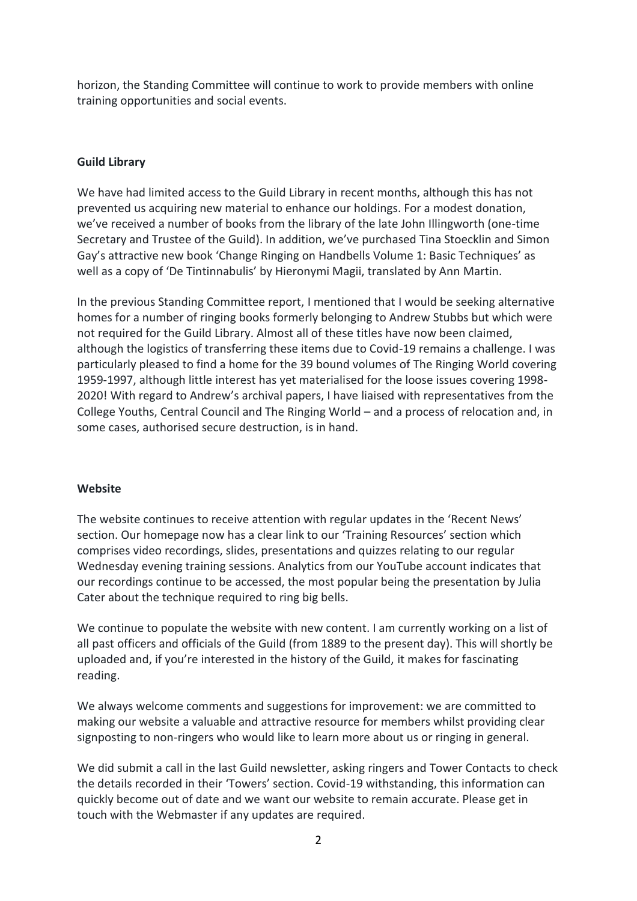horizon, the Standing Committee will continue to work to provide members with online training opportunities and social events.

**Guild Library**

We have had limited access to the Guild Library in recent months, although this has not prevented us acquiring new material to enhance our holdings. For a modest donation, we've received a number of books from the library of the late John Illingworth (one-time Secretary and Trustee of the Guild). In addition, we've purchased Tina Stoecklin and Simon Gay's attractive new book 'Change Ringing on Handbells Volume 1: Basic Techniques' as well as a copy of 'De Tintinnabulis' by Hieronymi Magii, translated by Ann Martin.

In the previous Standing Committee report, I mentioned that I would be seeking alternative homes for a number of ringing books formerly belonging to Andrew Stubbs but which were not required for the Guild Library. Almost all of these titles have now been claimed, although the logistics of transferring these items due to Covid-19 remains a challenge. I was particularly pleased to find a home for the 39 bound volumes of The Ringing World covering 1959-1997, although little interest has yet materialised for the loose issues covering 1998-2020! With regard to Andrew's archival papers, I have liaised with representatives from the College Youths, Central Council and The Ringing World – and a process of relocation and, in some cases, authorised secure destruction, is in hand.

**Website**

The website continues to receive attention with regular updates in the 'Recent News' section. Our homepage now has a clear link to our 'Training Resources' section which comprises video recordings, slides, presentations and quizzes relating to our regular Wednesday evening training sessions. Analytics from our YouTube account indicates that our recordings continue to be accessed, the most popular being the presentation by Julia Cater about the technique required to ring big bells.

We continue to populate the website with new content. I am currently working on a list of all past officers and officials of the Guild (from 1889 to the present day). This will shortly be uploaded and, if you're interested in the history of the Guild, it makes for fascinating reading.

We always welcome comments and suggestions for improvement: we are committed to making our website a valuable and attractive resource for members whilst providing clear signposting to non-ringers who would like to learn more about us or ringing in general.

We did submit a call in the last Guild newsletter, asking ringers and Tower Contacts to check the details recorded in their 'Towers' section. Covid-19 withstanding, this information can quickly become out of date and we want our website to remain accurate. Please get in touch with the Webmaster if any updates are required.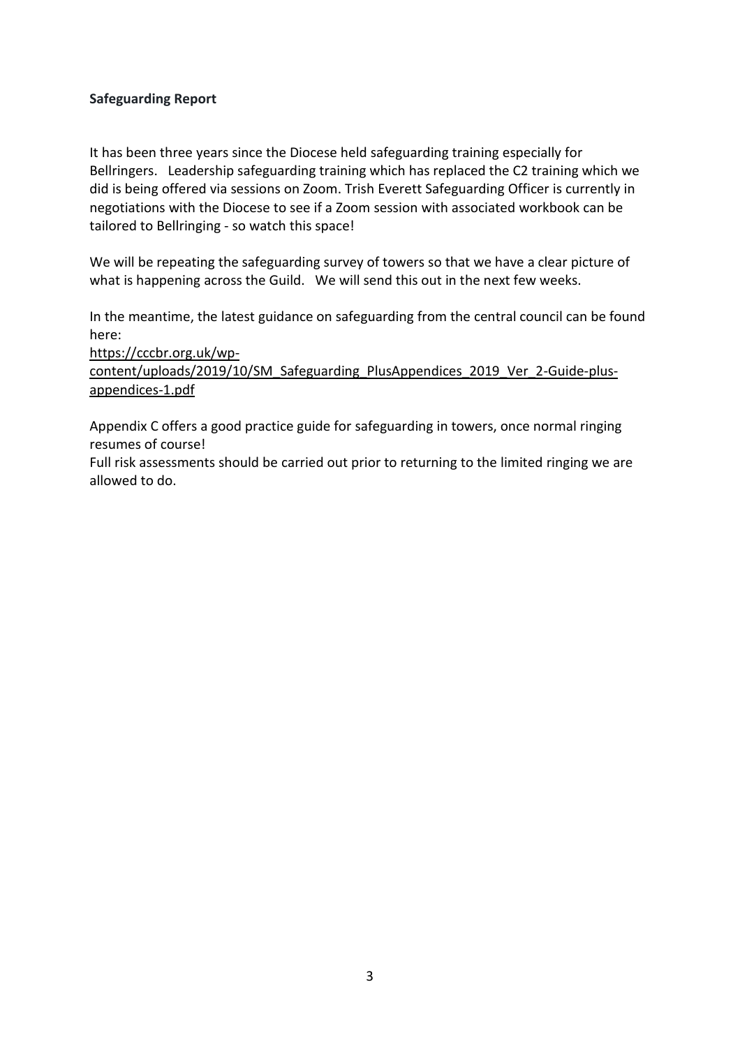**Safeguarding Report**

It has been three years since the Diocese held safeguarding training especially for Bellringers. Leadership safeguarding training which has replaced the C2 training which we did is being offered via sessions on Zoom. Trish Everett Safeguarding Officer is currently in negotiations with the Diocese to see if a Zoom session with associated workbook can be tailored to Bellringing - so watch this space!

We will be repeating the safeguarding survey of towers so that we have a clear picture of what is happening across the Guild. We will send this out in the next few weeks.

In the meantime, the latest guidance on safeguarding from the central council can be found here:
https://cccbr.org.uk/wp-content/uploads/2019/10/SM_Safeguarding_PlusAppendices_2019_Ver_2-Guide-plus-appendices-1.pdf

Appendix C offers a good practice guide for safeguarding in towers, once normal ringing resumes of course!
Full risk assessments should be carried out prior to returning to the limited ringing we are allowed to do.